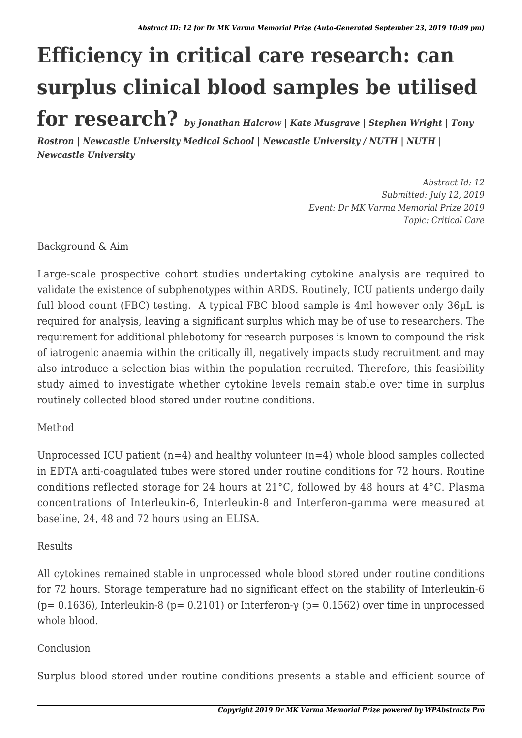# Efficiency in critical care research: can surplus clinical blood samples be utilised for research?

*by Jonathan Halcrow | Kate Musgrave | Stephen Wright | Tony Rostron | Newcastle University Medical School | Newcastle University / NUTH | NUTH | Newcastle University*

*Abstract Id: 12*
*Submitted: July 12, 2019*
*Event: Dr MK Varma Memorial Prize 2019*
*Topic: Critical Care*

Background & Aim

Large-scale prospective cohort studies undertaking cytokine analysis are required to validate the existence of subphenotypes within ARDS. Routinely, ICU patients undergo daily full blood count (FBC) testing. A typical FBC blood sample is 4ml however only 36µL is required for analysis, leaving a significant surplus which may be of use to researchers. The requirement for additional phlebotomy for research purposes is known to compound the risk of iatrogenic anaemia within the critically ill, negatively impacts study recruitment and may also introduce a selection bias within the population recruited. Therefore, this feasibility study aimed to investigate whether cytokine levels remain stable over time in surplus routinely collected blood stored under routine conditions.

Method

Unprocessed ICU patient ($n=4$) and healthy volunteer ($n=4$) whole blood samples collected in EDTA anti-coagulated tubes were stored under routine conditions for 72 hours. Routine conditions reflected storage for 24 hours at 21°C, followed by 48 hours at 4°C. Plasma concentrations of Interleukin-6, Interleukin-8 and Interferon-gamma were measured at baseline, 24, 48 and 72 hours using an ELISA.

Results

All cytokines remained stable in unprocessed whole blood stored under routine conditions for 72 hours. Storage temperature had no significant effect on the stability of Interleukin-6 ($p= 0.1636$), Interleukin-8 ($p= 0.2101$) or Interferon-γ ($p= 0.1562$) over time in unprocessed whole blood.

Conclusion

Surplus blood stored under routine conditions presents a stable and efficient source of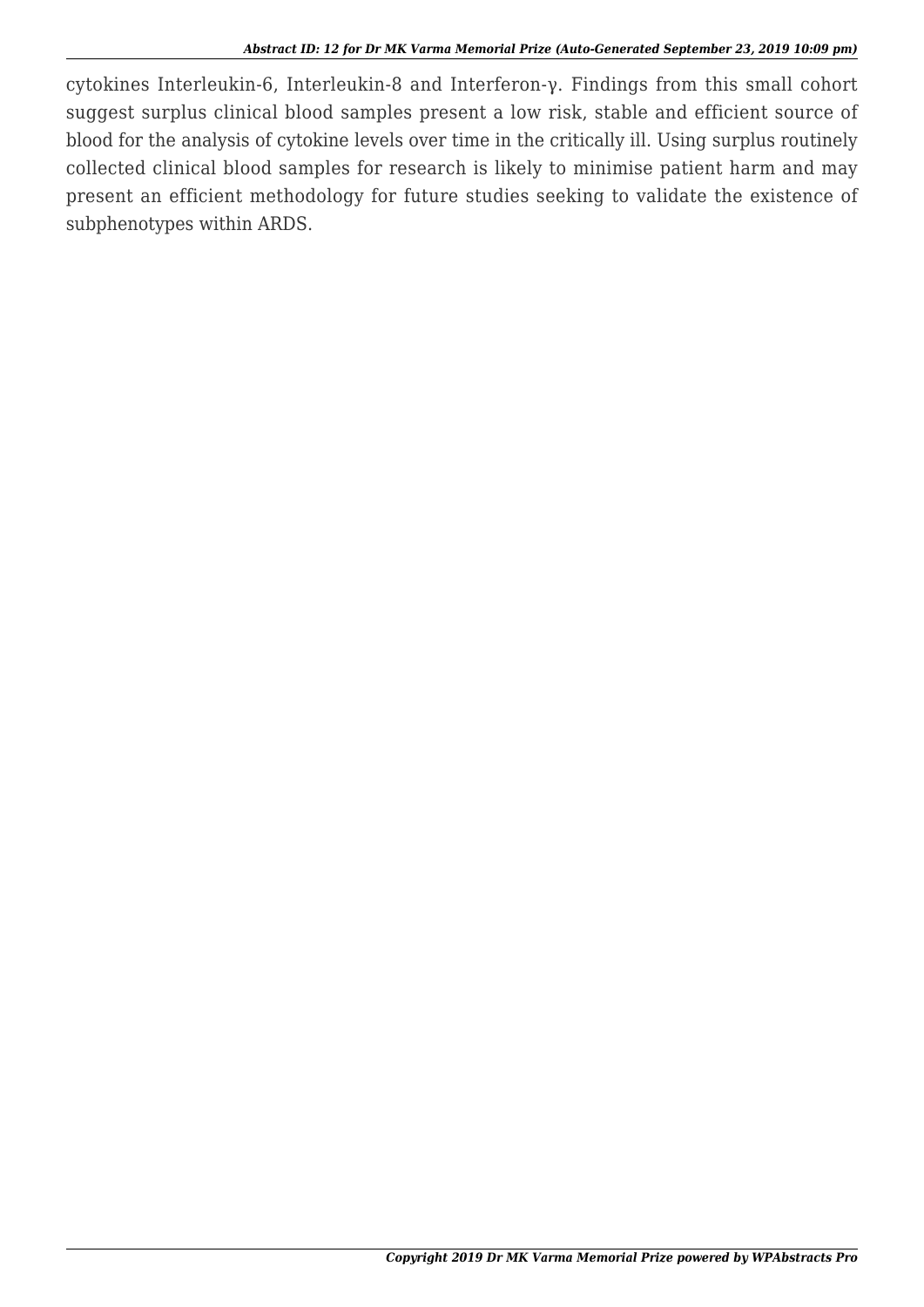cytokines Interleukin-6, Interleukin-8 and Interferon-γ. Findings from this small cohort suggest surplus clinical blood samples present a low risk, stable and efficient source of blood for the analysis of cytokine levels over time in the critically ill. Using surplus routinely collected clinical blood samples for research is likely to minimise patient harm and may present an efficient methodology for future studies seeking to validate the existence of subphenotypes within ARDS.